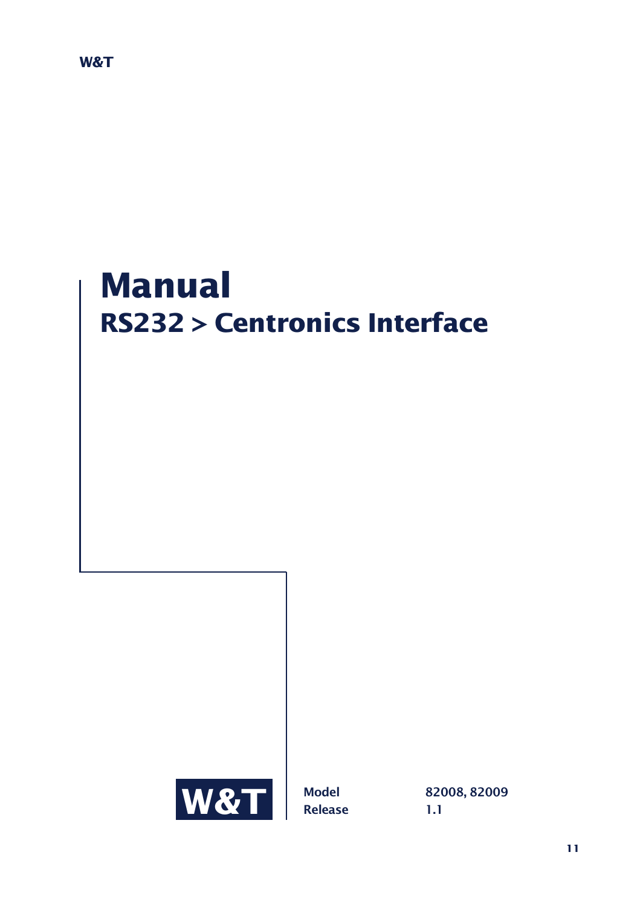W&T

# Manual

## RS232 > Centronics Interface

W&T

**Model** 82008, 82009

**Release** 1.1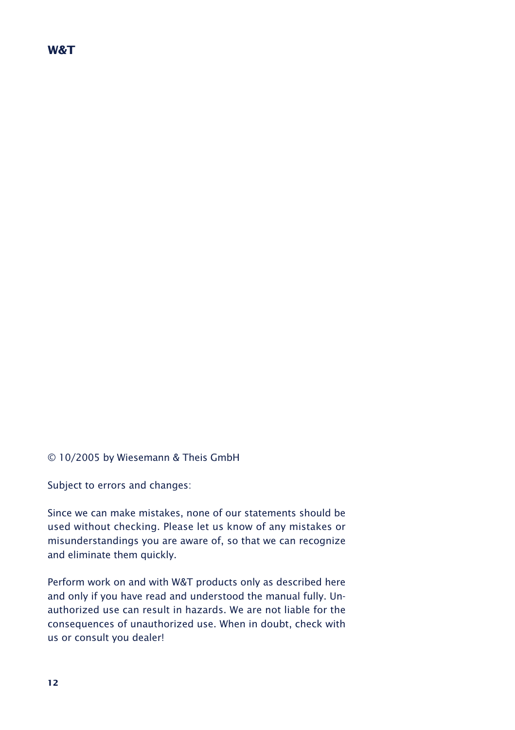© 10/2005 by Wiesemann & Theis GmbH

Subject to errors and changes:

Since we can make mistakes, none of our statements should be used without checking. Please let us know of any mistakes or misunderstandings you are aware of, so that we can recognize and eliminate them quickly.

Perform work on and with W&T products only as described here and only if you have read and understood the manual fully. Unauthorized use can result in hazards. We are not liable for the consequences of unauthorized use. When in doubt, check with us or consult you dealer!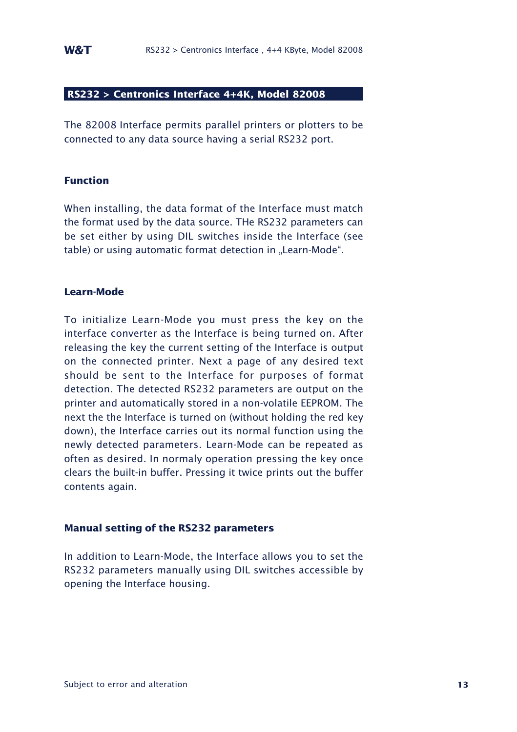## RS232 > Centronics Interface 4+4K, Model 82008

The 82008 Interface permits parallel printers or plotters to be connected to any data source having a serial RS232 port.

### Function

When installing, the data format of the Interface must match the format used by the data source. THe RS232 parameters can be set either by using DIL switches inside the Interface (see table) or using automatic format detection in „Learn-Mode“.

### Learn-Mode

To initialize Learn-Mode you must press the key on the interface converter as the Interface is being turned on. After releasing the key the current setting of the Interface is output on the connected printer. Next a page of any desired text should be sent to the Interface for purposes of format detection. The detected RS232 parameters are output on the printer and automatically stored in a non-volatile EEPROM. The next the the Interface is turned on (without holding the red key down), the Interface carries out its normal function using the newly detected parameters. Learn-Mode can be repeated as often as desired. In normaly operation pressing the key once clears the built-in buffer. Pressing it twice prints out the buffer contents again.

### Manual setting of the RS232 parameters

In addition to Learn-Mode, the Interface allows you to set the RS232 parameters manually using DIL switches accessible by opening the Interface housing.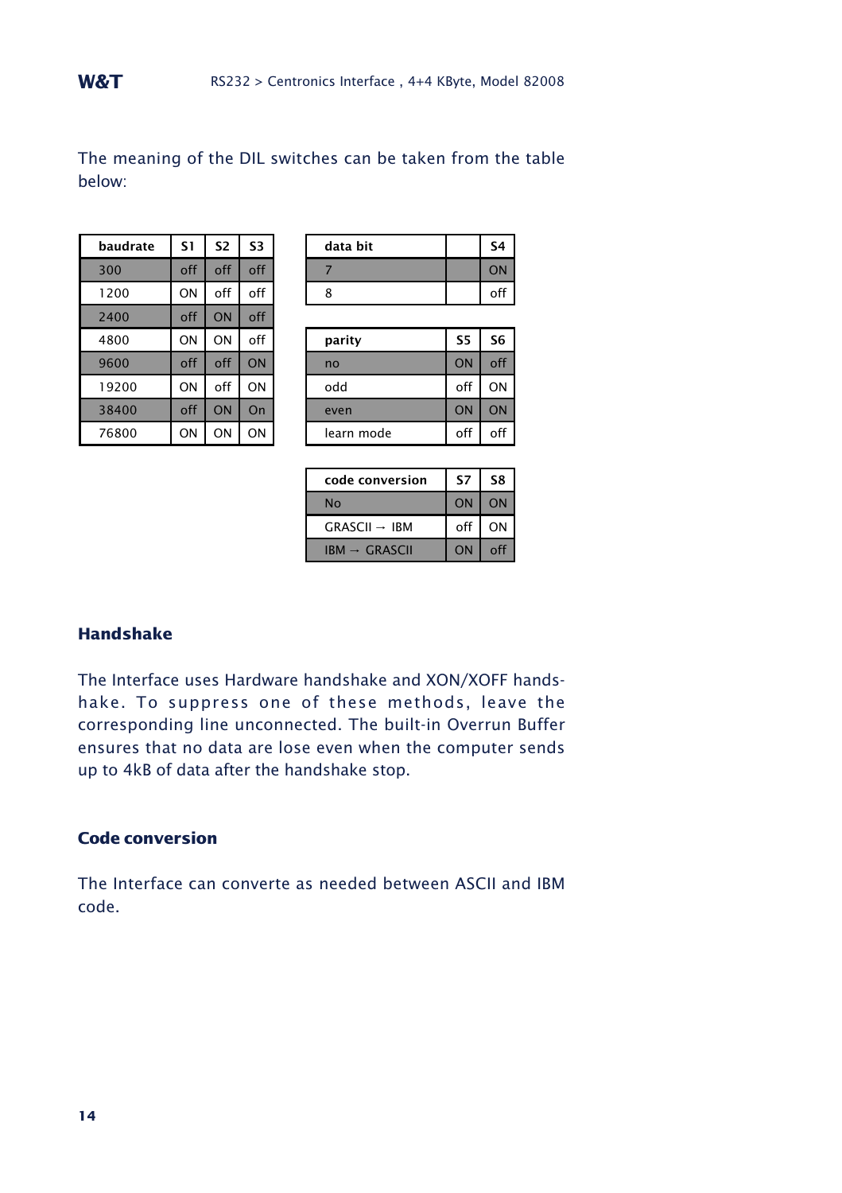The meaning of the DIL switches can be taken from the table below:

| baudrate | S1 | S2 | S3 |
|---|---|---|---|
| 300 | off | off | off |
| 1200 | ON | off | off |
| 2400 | off | ON | off |
| 4800 | ON | ON | off |
| 9600 | off | off | ON |
| 19200 | ON | off | ON |
| 38400 | off | ON | On |
| 76800 | ON | ON | ON |

| data bit | | S4 |
|---|---|---|
| 7 | | ON |
| 8 | | off |

| parity | S5 | S6 |
|---|---|---|
| no | ON | off |
| odd | off | ON |
| even | ON | ON |
| learn mode | off | off |

| code conversion | S7 | S8 |
|---|---|---|
| No | ON | ON |
| GRASCII → IBM | off | ON |
| IBM → GRASCII | ON | off |

## Handshake

The Interface uses Hardware handshake and XON/XOFF handshake. To suppress one of these methods, leave the corresponding line unconnected. The built-in Overrun Buffer ensures that no data are lose even when the computer sends up to 4kB of data after the handshake stop.

## Code conversion

The Interface can converte as needed between ASCII and IBM code.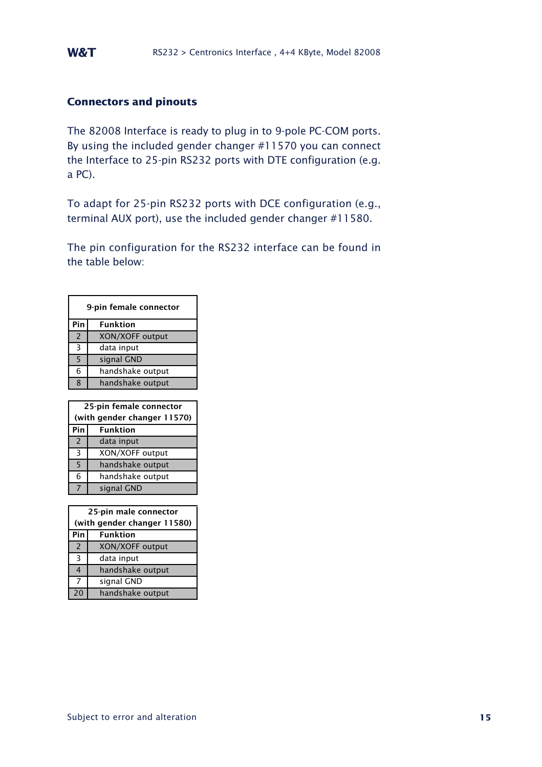## Connectors and pinouts

The 82008 Interface is ready to plug in to 9-pole PC-COM ports. By using the included gender changer #11570 you can connect the Interface to 25-pin RS232 ports with DTE configuration (e.g. a PC).

To adapt for 25-pin RS232 ports with DCE configuration (e.g., terminal AUX port), use the included gender changer #11580.

The pin configuration for the RS232 interface can be found in the table below:

| 9-pin female connector | |
|---|---|
| **Pin** | **Funktion** |
| 2 | XON/XOFF output |
| 3 | data input |
| 5 | signal GND |
| 6 | handshake output |
| 8 | handshake output |

| 25-pin female connector (with gender changer 11570) | |
|---|---|
| **Pin** | **Funktion** |
| 2 | data input |
| 3 | XON/XOFF output |
| 5 | handshake output |
| 6 | handshake output |
| 7 | signal GND |

| 25-pin male connector (with gender changer 11580) | |
|---|---|
| **Pin** | **Funktion** |
| 2 | XON/XOFF output |
| 3 | data input |
| 4 | handshake output |
| 7 | signal GND |
| 20 | handshake output |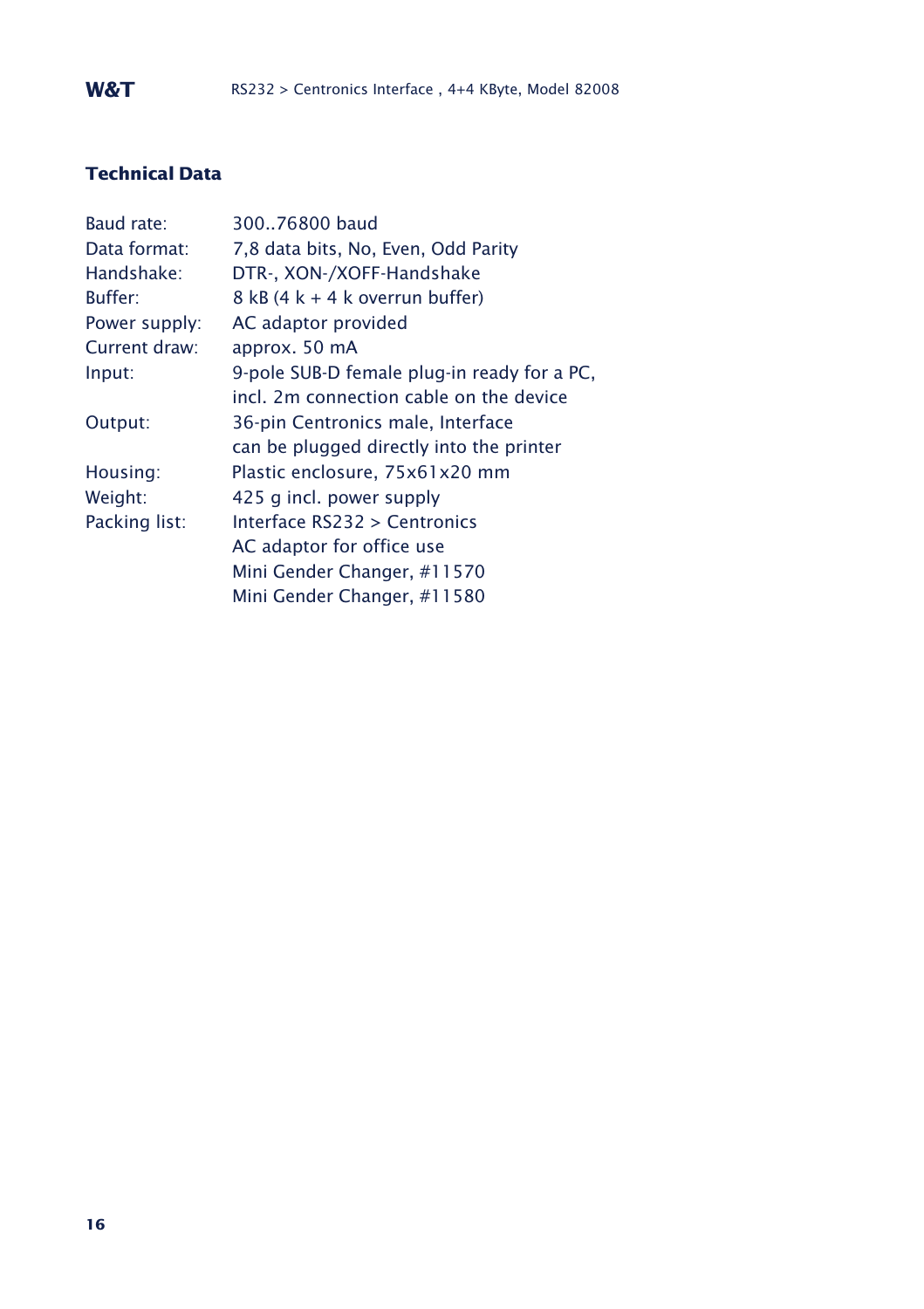## Technical Data

| | |
|---|---|
| Baud rate: | 300..76800 baud |
| Data format: | 7,8 data bits, No, Even, Odd Parity |
| Handshake: | DTR-, XON-/XOFF-Handshake |
| Buffer: | 8 kB (4 k + 4 k overrun buffer) |
| Power supply: | AC adaptor provided |
| Current draw: | approx. 50 mA |
| Input: | 9-pole SUB-D female plug-in ready for a PC, incl. 2m connection cable on the device |
| Output: | 36-pin Centronics male, Interface can be plugged directly into the printer |
| Housing: | Plastic enclosure, 75x61x20 mm |
| Weight: | 425 g incl. power supply |
| Packing list: | Interface RS232 > Centronics<br>AC adaptor for office use<br>Mini Gender Changer, #11570<br>Mini Gender Changer, #11580 |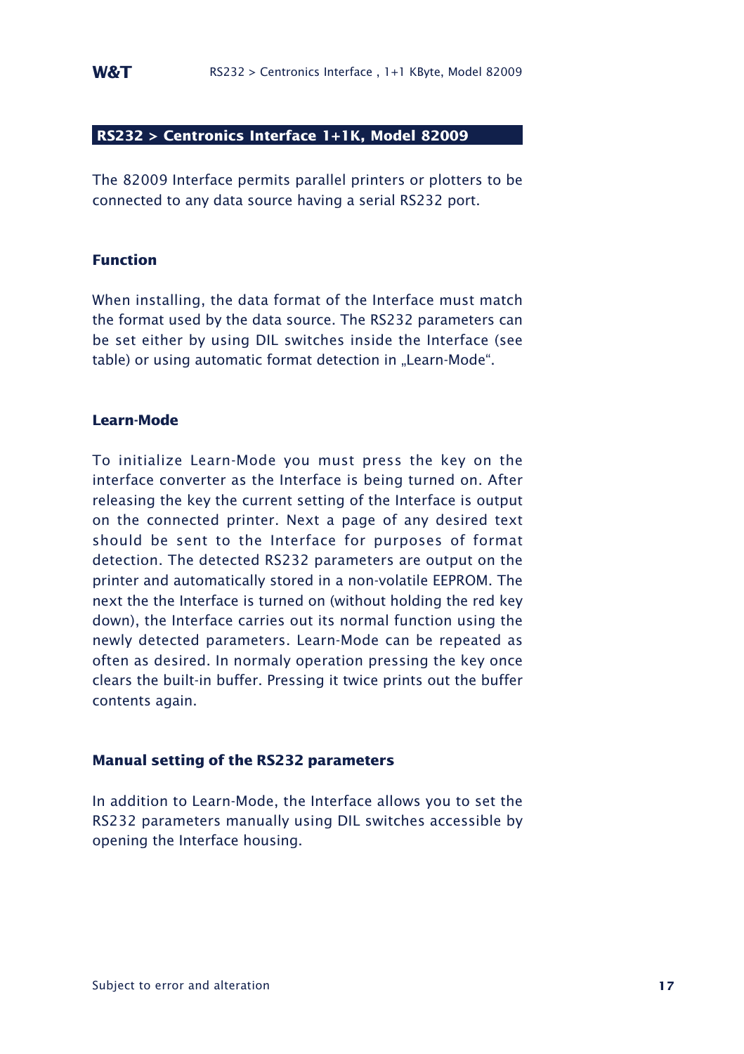## RS232 > Centronics Interface 1+1K, Model 82009

The 82009 Interface permits parallel printers or plotters to be connected to any data source having a serial RS232 port.

### Function

When installing, the data format of the Interface must match the format used by the data source. The RS232 parameters can be set either by using DIL switches inside the Interface (see table) or using automatic format detection in „Learn-Mode“.

### Learn-Mode

To initialize Learn-Mode you must press the key on the interface converter as the Interface is being turned on. After releasing the key the current setting of the Interface is output on the connected printer. Next a page of any desired text should be sent to the Interface for purposes of format detection. The detected RS232 parameters are output on the printer and automatically stored in a non-volatile EEPROM. The next the the Interface is turned on (without holding the red key down), the Interface carries out its normal function using the newly detected parameters. Learn-Mode can be repeated as often as desired. In normaly operation pressing the key once clears the built-in buffer. Pressing it twice prints out the buffer contents again.

### Manual setting of the RS232 parameters

In addition to Learn-Mode, the Interface allows you to set the RS232 parameters manually using DIL switches accessible by opening the Interface housing.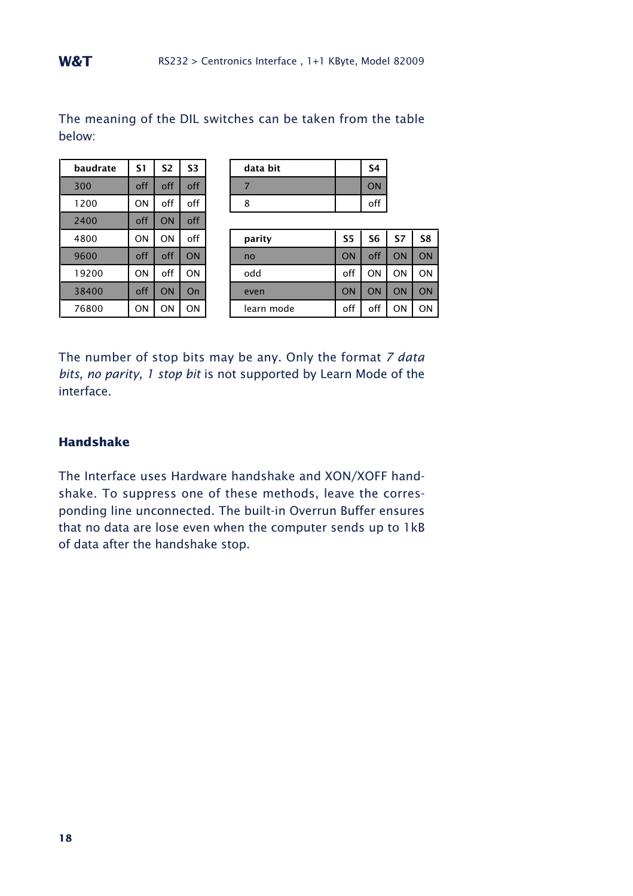The meaning of the DIL switches can be taken from the table below:

| baudrate | S1 | S2 | S3 |
|---|---|---|---|
| 300 | off | off | off |
| 1200 | ON | off | off |
| 2400 | off | ON | off |
| 4800 | ON | ON | off |
| 9600 | off | off | ON |
| 19200 | ON | off | ON |
| 38400 | off | ON | On |
| 76800 | ON | ON | ON |

| data bit | | S4 |
|---|---|---|
| 7 | | ON |
| 8 | | off |

| parity | S5 | S6 | S7 | S8 |
|---|---|---|---|---|
| no | ON | off | ON | ON |
| odd | off | ON | ON | ON |
| even | ON | ON | ON | ON |
| learn mode | off | off | ON | ON |

The number of stop bits may be any. Only the format *7 data bits, no parity, 1 stop bit* is not supported by Learn Mode of the interface.

## Handshake

The Interface uses Hardware handshake and XON/XOFF handshake. To suppress one of these methods, leave the corresponding line unconnected. The built-in Overrun Buffer ensures that no data are lose even when the computer sends up to 1kB of data after the handshake stop.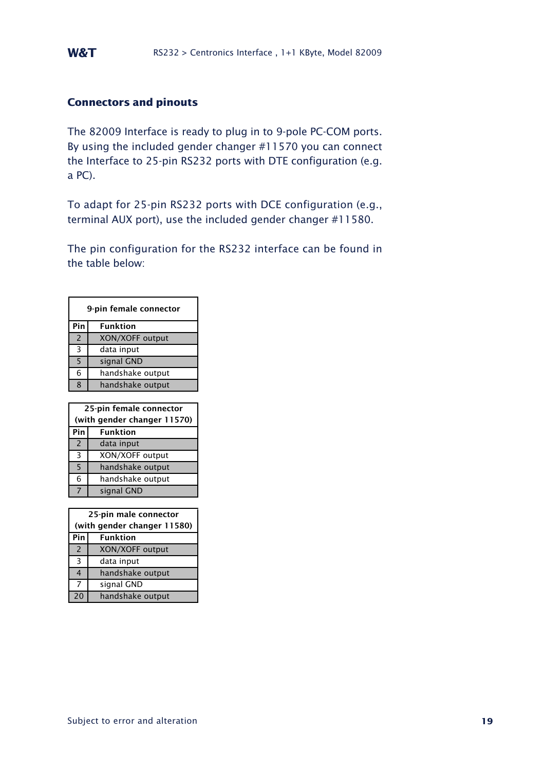## Connectors and pinouts

The 82009 Interface is ready to plug in to 9-pole PC-COM ports. By using the included gender changer #11570 you can connect the Interface to 25-pin RS232 ports with DTE configuration (e.g. a PC).

To adapt for 25-pin RS232 ports with DCE configuration (e.g., terminal AUX port), use the included gender changer #11580.

The pin configuration for the RS232 interface can be found in the table below:

| 9-pin female connector | |
|---|---|
| **Pin** | **Funktion** |
| 2 | XON/XOFF output |
| 3 | data input |
| 5 | signal GND |
| 6 | handshake output |
| 8 | handshake output |

| 25-pin female connector (with gender changer 11570) | |
|---|---|
| **Pin** | **Funktion** |
| 2 | data input |
| 3 | XON/XOFF output |
| 5 | handshake output |
| 6 | handshake output |
| 7 | signal GND |

| 25-pin male connector (with gender changer 11580) | |
|---|---|
| **Pin** | **Funktion** |
| 2 | XON/XOFF output |
| 3 | data input |
| 4 | handshake output |
| 7 | signal GND |
| 20 | handshake output |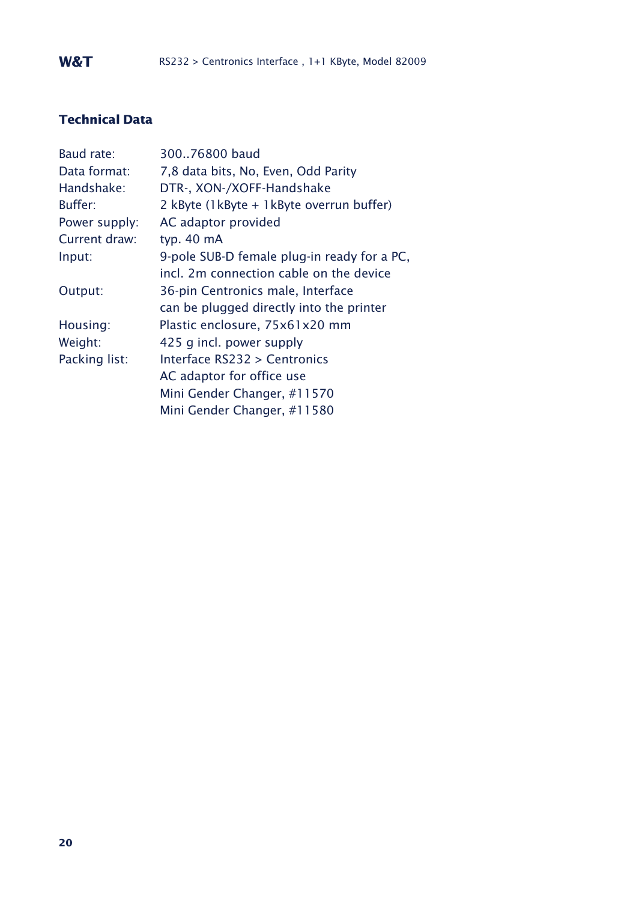## Technical Data

| | |
|---|---|
| Baud rate: | 300..76800 baud |
| Data format: | 7,8 data bits, No, Even, Odd Parity |
| Handshake: | DTR-, XON-/XOFF-Handshake |
| Buffer: | 2 kByte (1kByte + 1kByte overrun buffer) |
| Power supply: | AC adaptor provided |
| Current draw: | typ. 40 mA |
| Input: | 9-pole SUB-D female plug-in ready for a PC, incl. 2m connection cable on the device |
| Output: | 36-pin Centronics male, Interface can be plugged directly into the printer |
| Housing: | Plastic enclosure, 75x61x20 mm |
| Weight: | 425 g incl. power supply |
| Packing list: | Interface RS232 > Centronics<br>AC adaptor for office use<br>Mini Gender Changer, #11570<br>Mini Gender Changer, #11580 |